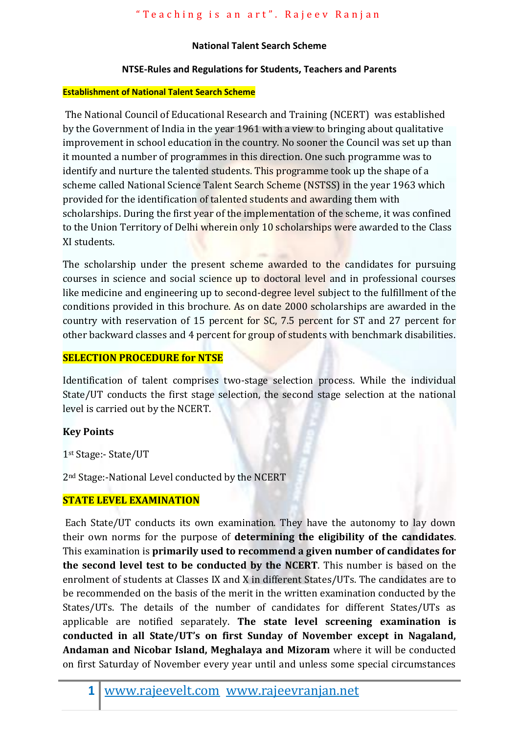**National Talent Search Scheme**

**NTSE-Rules and Regulations for Students, Teachers and Parents**

## Establishment of National Talent Search Scheme

The National Council of Educational Research and Training (NCERT) was established by the Government of India in the year 1961 with a view to bringing about qualitative improvement in school education in the country. No sooner the Council was set up than it mounted a number of programmes in this direction. One such programme was to identify and nurture the talented students. This programme took up the shape of a scheme called National Science Talent Search Scheme (NSTSS) in the year 1963 which provided for the identification of talented students and awarding them with scholarships. During the first year of the implementation of the scheme, it was confined to the Union Territory of Delhi wherein only 10 scholarships were awarded to the Class XI students.

The scholarship under the present scheme awarded to the candidates for pursuing courses in science and social science up to doctoral level and in professional courses like medicine and engineering up to second-degree level subject to the fulfillment of the conditions provided in this brochure. As on date 2000 scholarships are awarded in the country with reservation of 15 percent for SC, 7.5 percent for ST and 27 percent for other backward classes and 4 percent for group of students with benchmark disabilities.

## SELECTION PROCEDURE for NTSE

Identification of talent comprises two-stage selection process. While the individual State/UT conducts the first stage selection, the second stage selection at the national level is carried out by the NCERT.

**Key Points**

1st Stage:- State/UT

2nd Stage:-National Level conducted by the NCERT

## STATE LEVEL EXAMINATION

Each State/UT conducts its own examination. They have the autonomy to lay down their own norms for the purpose of **determining the eligibility of the candidates**. This examination is **primarily used to recommend a given number of candidates for the second level test to be conducted by the NCERT**. This number is based on the enrolment of students at Classes IX and X in different States/UTs. The candidates are to be recommended on the basis of the merit in the written examination conducted by the States/UTs. The details of the number of candidates for different States/UTs as applicable are notified separately. **The state level screening examination is conducted in all State/UT's on first Sunday of November except in Nagaland, Andaman and Nicobar Island, Meghalaya and Mizoram** where it will be conducted on first Saturday of November every year until and unless some special circumstances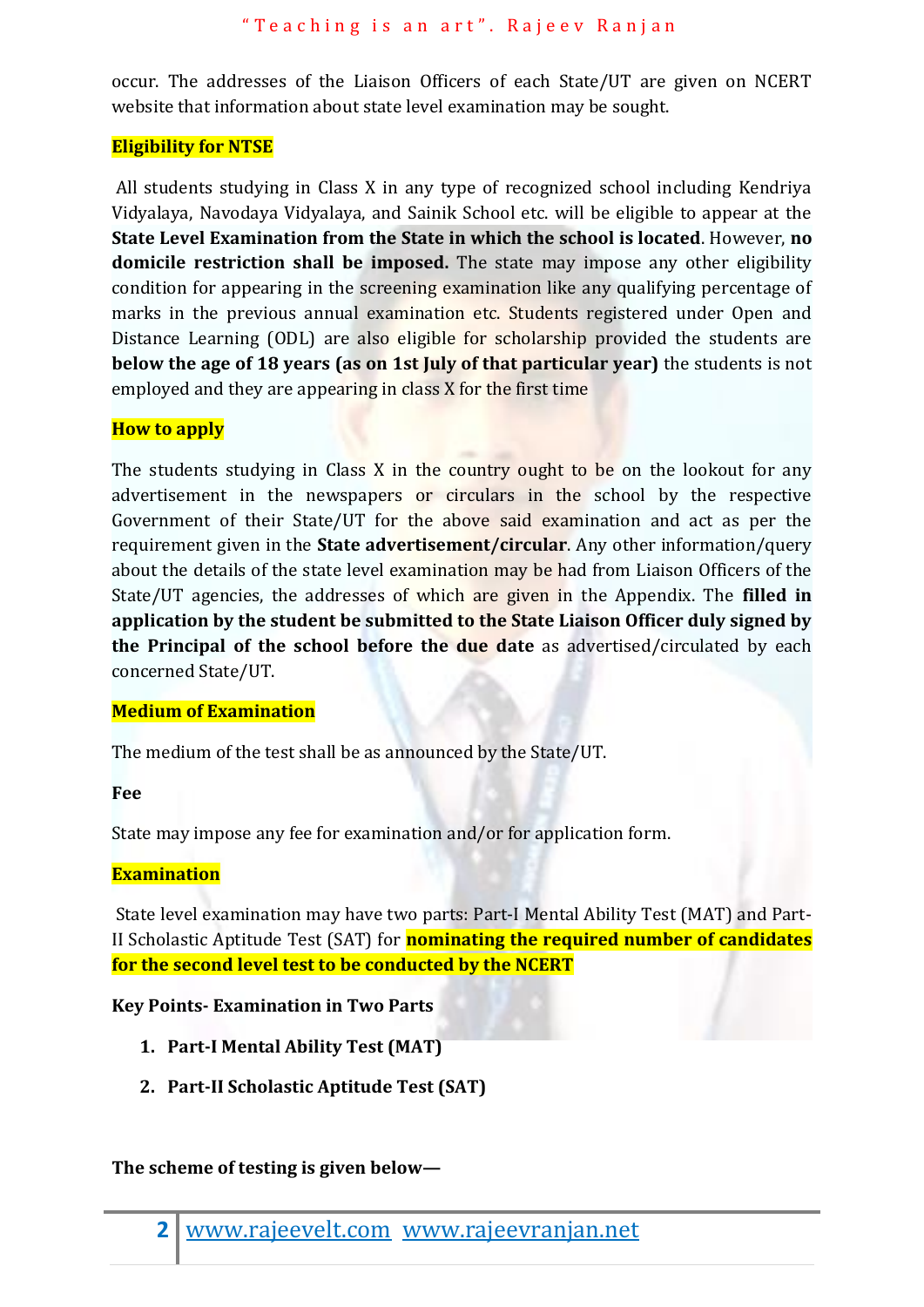occur. The addresses of the Liaison Officers of each State/UT are given on NCERT website that information about state level examination may be sought.

## Eligibility for NTSE

All students studying in Class X in any type of recognized school including Kendriya Vidyalaya, Navodaya Vidyalaya, and Sainik School etc. will be eligible to appear at the **State Level Examination from the State in which the school is located**. However, **no domicile restriction shall be imposed.** The state may impose any other eligibility condition for appearing in the screening examination like any qualifying percentage of marks in the previous annual examination etc. Students registered under Open and Distance Learning (ODL) are also eligible for scholarship provided the students are **below the age of 18 years (as on 1st July of that particular year)** the students is not employed and they are appearing in class X for the first time

## How to apply

The students studying in Class X in the country ought to be on the lookout for any advertisement in the newspapers or circulars in the school by the respective Government of their State/UT for the above said examination and act as per the requirement given in the **State advertisement/circular**. Any other information/query about the details of the state level examination may be had from Liaison Officers of the State/UT agencies, the addresses of which are given in the Appendix. The **filled in application by the student be submitted to the State Liaison Officer duly signed by the Principal of the school before the due date** as advertised/circulated by each concerned State/UT.

## Medium of Examination

The medium of the test shall be as announced by the State/UT.

**Fee**

State may impose any fee for examination and/or for application form.

## Examination

State level examination may have two parts: Part-I Mental Ability Test (MAT) and Part-II Scholastic Aptitude Test (SAT) for **nominating the required number of candidates for the second level test to be conducted by the NCERT**

**Key Points- Examination in Two Parts**

1. **Part-I Mental Ability Test (MAT)**
2. **Part-II Scholastic Aptitude Test (SAT)**

**The scheme of testing is given below—**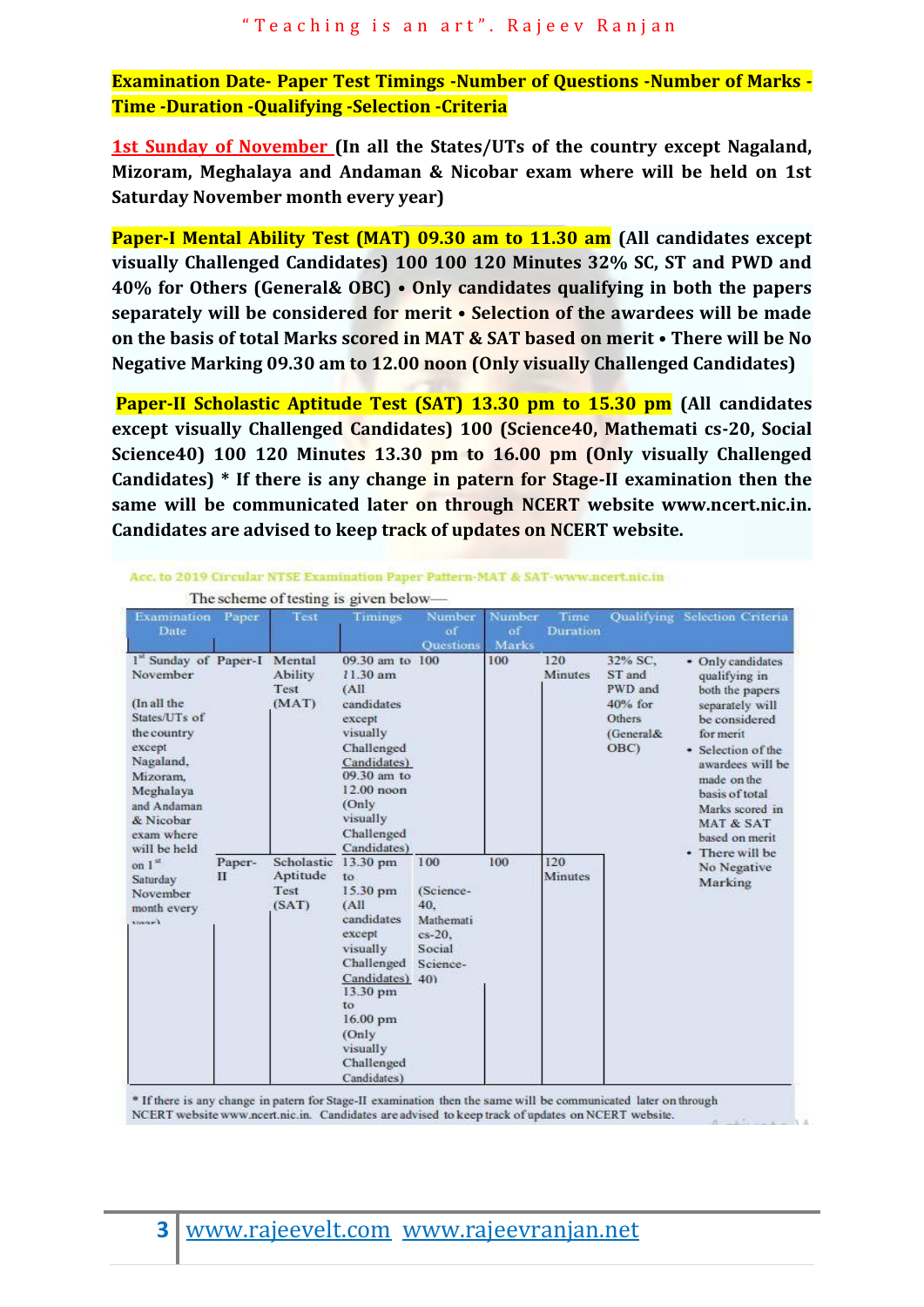**Examination Date- Paper Test Timings -Number of Questions -Number of Marks -Time -Duration -Qualifying -Selection -Criteria**

**1st Sunday of November (In all the States/UTs of the country except Nagaland, Mizoram, Meghalaya and Andaman & Nicobar exam where will be held on 1st Saturday November month every year)**

**Paper-I Mental Ability Test (MAT) 09.30 am to 11.30 am (All candidates except visually Challenged Candidates) 100 100 120 Minutes 32% SC, ST and PWD and 40% for Others (General& OBC) • Only candidates qualifying in both the papers separately will be considered for merit • Selection of the awardees will be made on the basis of total Marks scored in MAT & SAT based on merit • There will be No Negative Marking 09.30 am to 12.00 noon (Only visually Challenged Candidates)**

**Paper-II Scholastic Aptitude Test (SAT) 13.30 pm to 15.30 pm (All candidates except visually Challenged Candidates) 100 (Science40, Mathemati cs-20, Social Science40) 100 120 Minutes 13.30 pm to 16.00 pm (Only visually Challenged Candidates) * If there is any change in patern for Stage-II examination then the same will be communicated later on through NCERT website www.ncert.nic.in. Candidates are advised to keep track of updates on NCERT website.**

Acc. to 2019 Circular NTSE Examination Paper Pattern-MAT & SAT-www.ncert.nic.in

The scheme of testing is given below—

| Examination Date | Paper | Test | Timings | Number of Questions | Number of Marks | Time Duration | Qualifying | Selection Criteria |
|---|---|---|---|---|---|---|---|---|
| 1st Sunday of November (In all the States/UTs of the country except Nagaland, Mizoram, Meghalaya and Andaman & Nicobar exam where will be held on 1st Saturday November month every year) | Paper-I | Mental Ability Test (MAT) | 09.30 am to 11.30 am (All candidates except visually Challenged Candidates) 09.30 am to 12.00 noon (Only visually Challenged Candidates) | 100 | 100 | 120 Minutes | 32% SC, ST and PWD and 40% for Others (General& OBC) | • Only candidates qualifying in both the papers separately will be considered for merit • Selection of the awardees will be made on the basis of total Marks scored in MAT & SAT based on merit • There will be No Negative Marking |
| | Paper-II | Scholastic Aptitude Test (SAT) | 13.30 pm to 15.30 pm (All candidates except visually Challenged Candidates) 13.30 pm to 16.00 pm (Only visually Challenged Candidates) | 100 (Science-40, Mathematics-20, Social Science-40) | 100 | 120 Minutes | | |

* If there is any change in patern for Stage-II examination then the same will be communicated later on through NCERT website www.ncert.nic.in. Candidates are advised to keep track of updates on NCERT website.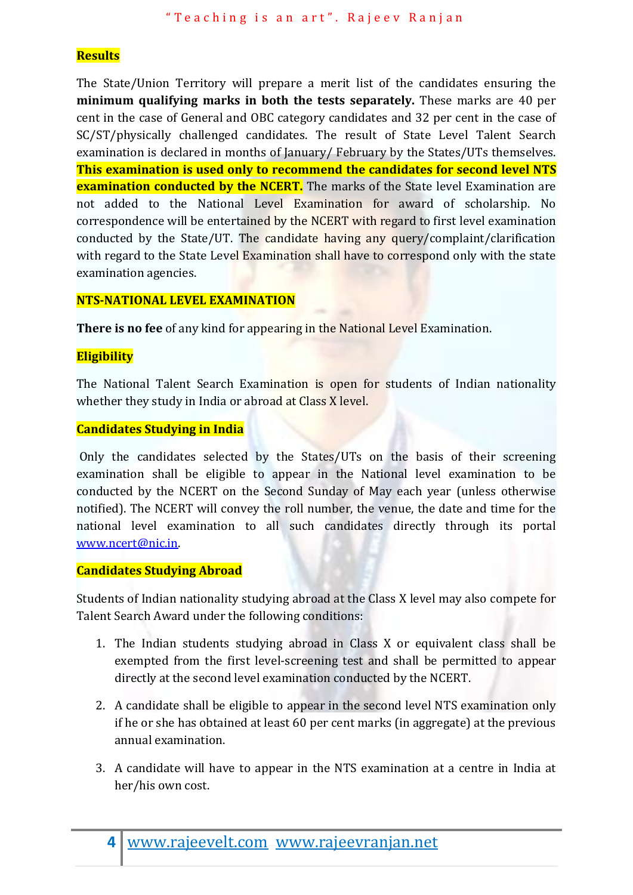**Results**

The State/Union Territory will prepare a merit list of the candidates ensuring the **minimum qualifying marks in both the tests separately.** These marks are 40 per cent in the case of General and OBC category candidates and 32 per cent in the case of SC/ST/physically challenged candidates. The result of State Level Talent Search examination is declared in months of January/ February by the States/UTs themselves. **This examination is used only to recommend the candidates for second level NTS examination conducted by the NCERT.** The marks of the State level Examination are not added to the National Level Examination for award of scholarship. No correspondence will be entertained by the NCERT with regard to first level examination conducted by the State/UT. The candidate having any query/complaint/clarification with regard to the State Level Examination shall have to correspond only with the state examination agencies.

**NTS-NATIONAL LEVEL EXAMINATION**

**There is no fee** of any kind for appearing in the National Level Examination.

**Eligibility**

The National Talent Search Examination is open for students of Indian nationality whether they study in India or abroad at Class X level.

**Candidates Studying in India**

Only the candidates selected by the States/UTs on the basis of their screening examination shall be eligible to appear in the National level examination to be conducted by the NCERT on the Second Sunday of May each year (unless otherwise notified). The NCERT will convey the roll number, the venue, the date and time for the national level examination to all such candidates directly through its portal www.ncert@nic.in.

**Candidates Studying Abroad**

Students of Indian nationality studying abroad at the Class X level may also compete for Talent Search Award under the following conditions:

1. The Indian students studying abroad in Class X or equivalent class shall be exempted from the first level-screening test and shall be permitted to appear directly at the second level examination conducted by the NCERT.
2. A candidate shall be eligible to appear in the second level NTS examination only if he or she has obtained at least 60 per cent marks (in aggregate) at the previous annual examination.
3. A candidate will have to appear in the NTS examination at a centre in India at her/his own cost.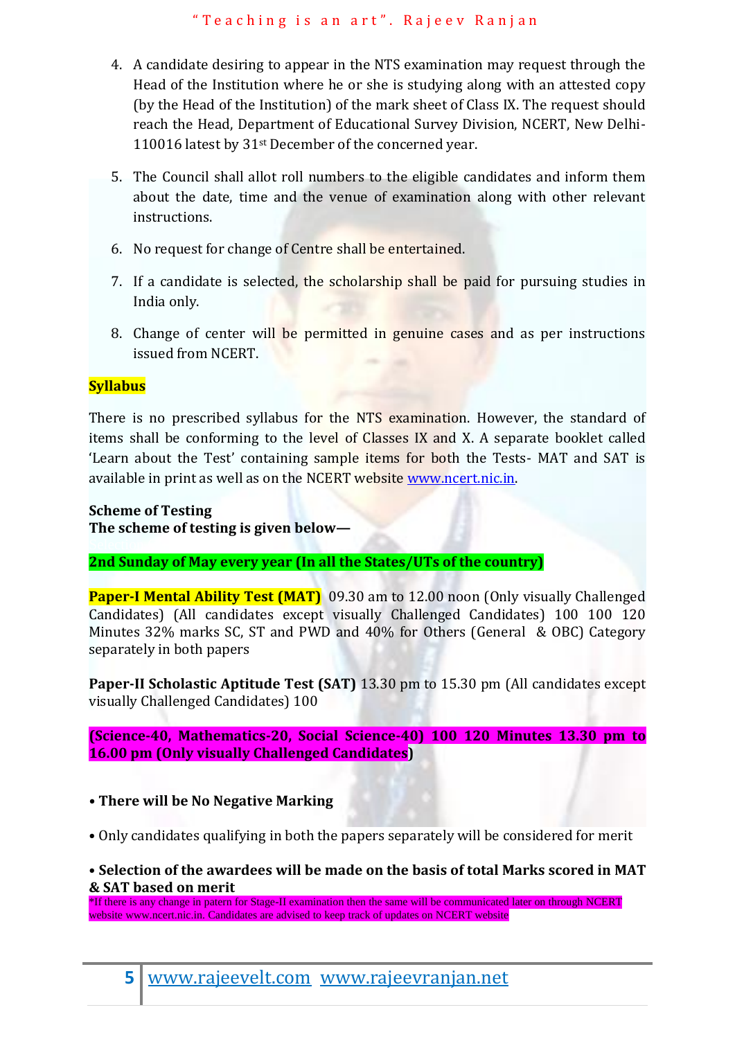4. A candidate desiring to appear in the NTS examination may request through the Head of the Institution where he or she is studying along with an attested copy (by the Head of the Institution) of the mark sheet of Class IX. The request should reach the Head, Department of Educational Survey Division, NCERT, New Delhi-110016 latest by 31st December of the concerned year.

5. The Council shall allot roll numbers to the eligible candidates and inform them about the date, time and the venue of examination along with other relevant instructions.

6. No request for change of Centre shall be entertained.

7. If a candidate is selected, the scholarship shall be paid for pursuing studies in India only.

8. Change of center will be permitted in genuine cases and as per instructions issued from NCERT.

**Syllabus**

There is no prescribed syllabus for the NTS examination. However, the standard of items shall be conforming to the level of Classes IX and X. A separate booklet called 'Learn about the Test' containing sample items for both the Tests- MAT and SAT is available in print as well as on the NCERT website www.ncert.nic.in.

**Scheme of Testing**
**The scheme of testing is given below—**

**2nd Sunday of May every year (In all the States/UTs of the country)**

**Paper-I Mental Ability Test (MAT)** 09.30 am to 12.00 noon (Only visually Challenged Candidates) (All candidates except visually Challenged Candidates) 100 100 120 Minutes 32% marks SC, ST and PWD and 40% for Others (General & OBC) Category separately in both papers

**Paper-II Scholastic Aptitude Test (SAT)** 13.30 pm to 15.30 pm (All candidates except visually Challenged Candidates) 100

**(Science-40, Mathematics-20, Social Science-40) 100 120 Minutes 13.30 pm to 16.00 pm (Only visually Challenged Candidates)**

- **There will be No Negative Marking**
- Only candidates qualifying in both the papers separately will be considered for merit
- **Selection of the awardees will be made on the basis of total Marks scored in MAT & SAT based on merit**

*If there is any change in patern for Stage-II examination then the same will be communicated later on through NCERT website www.ncert.nic.in. Candidates are advised to keep track of updates on NCERT website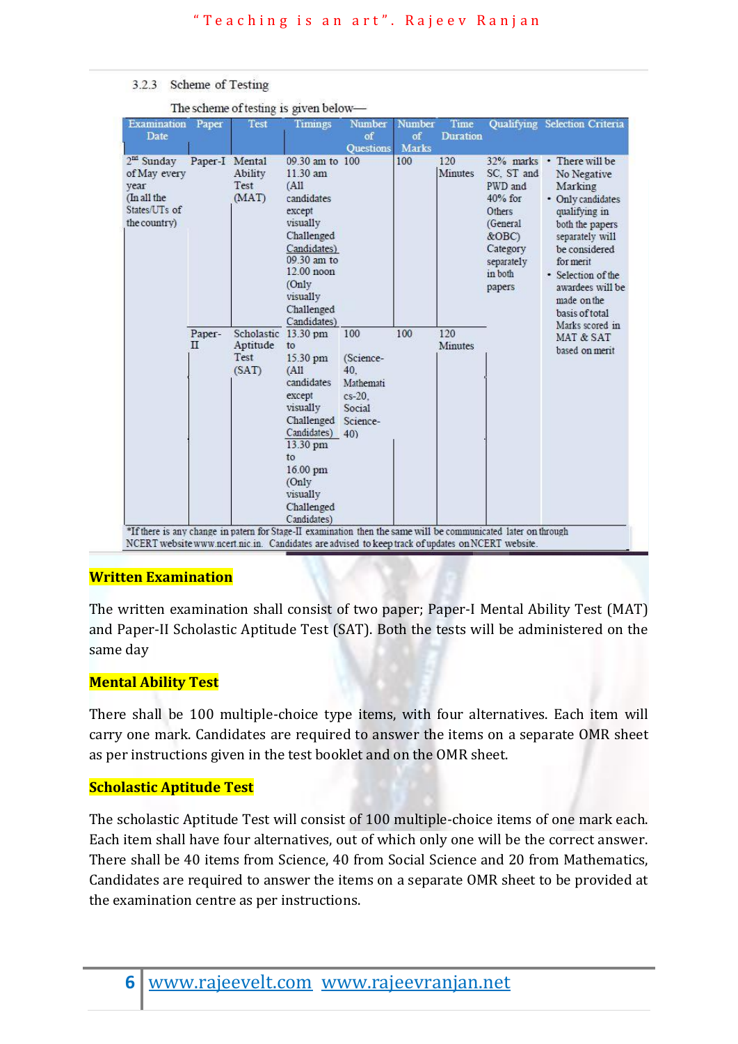3.2.3 Scheme of Testing

The scheme of testing is given below—

| Examination Date | Paper | Test | Timings | Number of Questions | Number of Marks | Time Duration | Qualifying | Selection Criteria |
|---|---|---|---|---|---|---|---|---|
| 2nd Sunday of May every year (In all the States/UTs of the country) | Paper-I | Mental Ability Test (MAT) | 09.30 am to 11.30 am (All candidates except visually Challenged Candidates) 09.30 am to 12.00 noon (Only visually Challenged Candidates) | 100 | 100 | 120 Minutes | 32% marks SC, ST and PWD and 40% for Others (General &OBC) Category separately in both papers | • There will be No Negative Marking • Only candidates qualifying in both the papers separately will be considered for merit • Selection of the awardees will be made on the basis of total Marks scored in MAT & SAT based on merit |
| | Paper-II | Scholastic Aptitude Test (SAT) | 13.30 pm to 15.30 pm (All candidates except visually Challenged Candidates) 13.30 pm to 16.00 pm (Only visually Challenged Candidates) | 100 (Science-40, Mathematics-20, Social Science-40) | 100 | 120 Minutes | | |

*If there is any change in patern for Stage-II examination then the same will be communicated later on through NCERT website www.ncert.nic.in. Candidates are advised to keep track of updates on NCERT website.

**Written Examination**

The written examination shall consist of two paper; Paper-I Mental Ability Test (MAT) and Paper-II Scholastic Aptitude Test (SAT). Both the tests will be administered on the same day

**Mental Ability Test**

There shall be 100 multiple-choice type items, with four alternatives. Each item will carry one mark. Candidates are required to answer the items on a separate OMR sheet as per instructions given in the test booklet and on the OMR sheet.

**Scholastic Aptitude Test**

The scholastic Aptitude Test will consist of 100 multiple-choice items of one mark each. Each item shall have four alternatives, out of which only one will be the correct answer. There shall be 40 items from Science, 40 from Social Science and 20 from Mathematics, Candidates are required to answer the items on a separate OMR sheet to be provided at the examination centre as per instructions.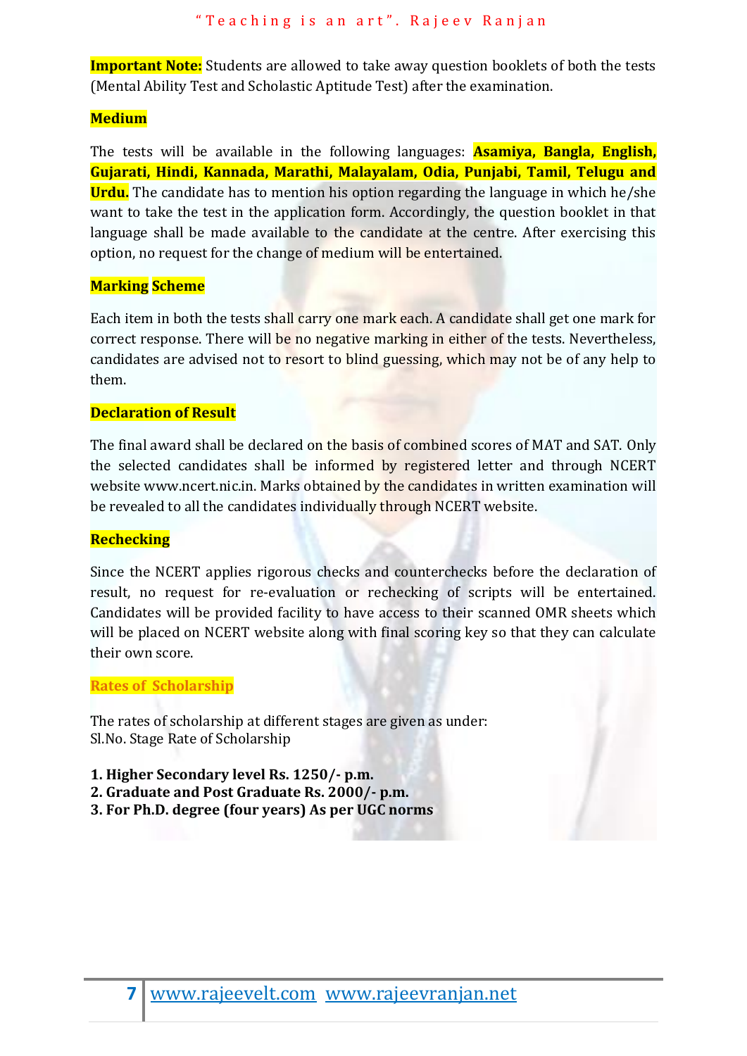**Important Note:** Students are allowed to take away question booklets of both the tests (Mental Ability Test and Scholastic Aptitude Test) after the examination.

**Medium**

The tests will be available in the following languages: **Asamiya, Bangla, English, Gujarati, Hindi, Kannada, Marathi, Malayalam, Odia, Punjabi, Tamil, Telugu and Urdu.** The candidate has to mention his option regarding the language in which he/she want to take the test in the application form. Accordingly, the question booklet in that language shall be made available to the candidate at the centre. After exercising this option, no request for the change of medium will be entertained.

**Marking Scheme**

Each item in both the tests shall carry one mark each. A candidate shall get one mark for correct response. There will be no negative marking in either of the tests. Nevertheless, candidates are advised not to resort to blind guessing, which may not be of any help to them.

**Declaration of Result**

The final award shall be declared on the basis of combined scores of MAT and SAT. Only the selected candidates shall be informed by registered letter and through NCERT website www.ncert.nic.in. Marks obtained by the candidates in written examination will be revealed to all the candidates individually through NCERT website.

**Rechecking**

Since the NCERT applies rigorous checks and counterchecks before the declaration of result, no request for re-evaluation or rechecking of scripts will be entertained. Candidates will be provided facility to have access to their scanned OMR sheets which will be placed on NCERT website along with final scoring key so that they can calculate their own score.

**Rates of Scholarship**

The rates of scholarship at different stages are given as under:
Sl.No. Stage Rate of Scholarship

**1. Higher Secondary level Rs. 1250/- p.m.**
**2. Graduate and Post Graduate Rs. 2000/- p.m.**
**3. For Ph.D. degree (four years) As per UGC norms**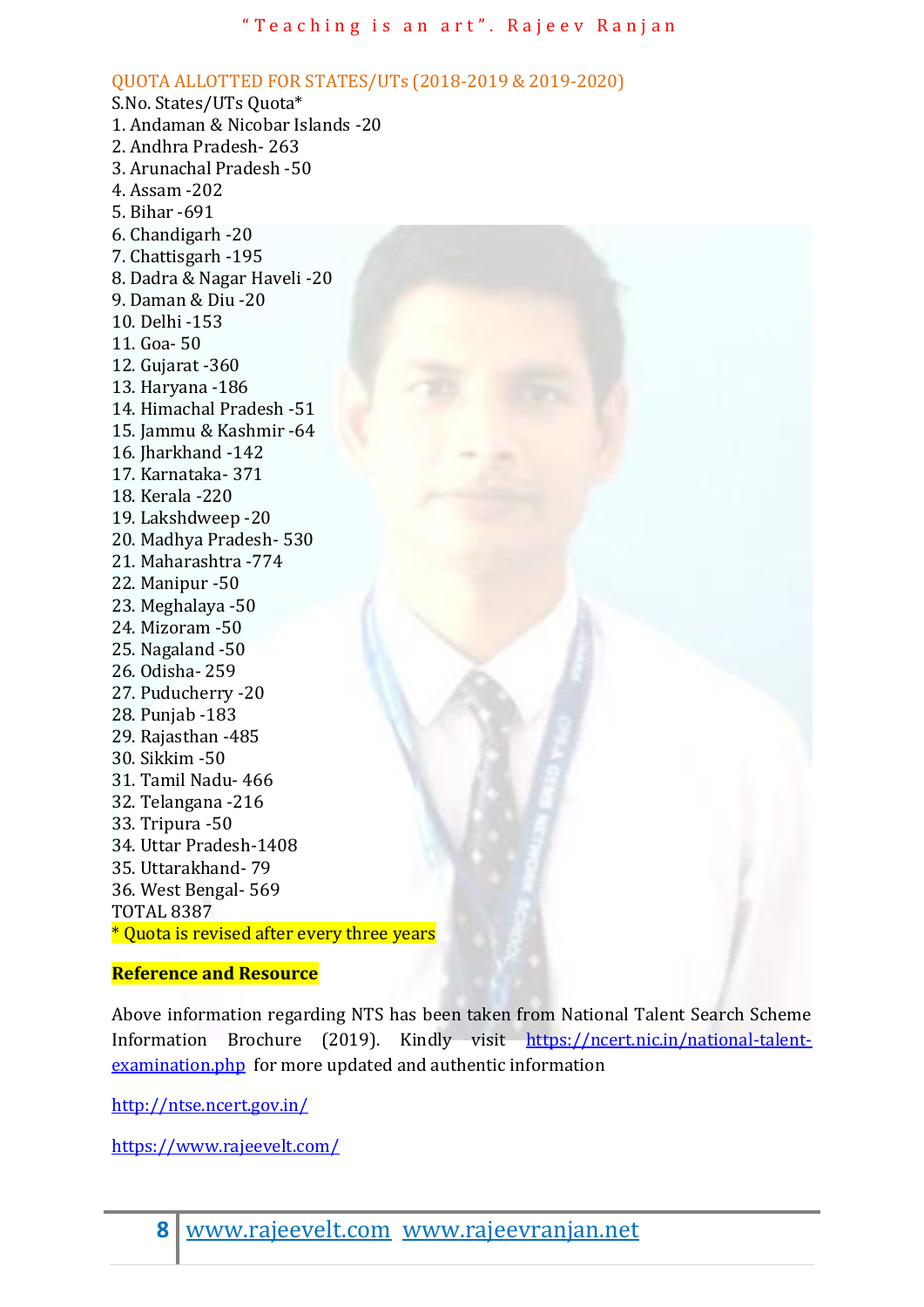## QUOTA ALLOTTED FOR STATES/UTs (2018-2019 & 2019-2020)

S.No. States/UTs Quota*

1. Andaman & Nicobar Islands -20
2. Andhra Pradesh- 263
3. Arunachal Pradesh -50
4. Assam -202
5. Bihar -691
6. Chandigarh -20
7. Chattisgarh -195
8. Dadra & Nagar Haveli -20
9. Daman & Diu -20
10. Delhi -153
11. Goa- 50
12. Gujarat -360
13. Haryana -186
14. Himachal Pradesh -51
15. Jammu & Kashmir -64
16. Jharkhand -142
17. Karnataka- 371
18. Kerala -220
19. Lakshdweep -20
20. Madhya Pradesh- 530
21. Maharashtra -774
22. Manipur -50
23. Meghalaya -50
24. Mizoram -50
25. Nagaland -50
26. Odisha- 259
27. Puducherry -20
28. Punjab -183
29. Rajasthan -485
30. Sikkim -50
31. Tamil Nadu- 466
32. Telangana -216
33. Tripura -50
34. Uttar Pradesh-1408
35. Uttarakhand- 79
36. West Bengal- 569

TOTAL 8387

* Quota is revised after every three years

**Reference and Resource**

Above information regarding NTS has been taken from National Talent Search Scheme Information Brochure (2019). Kindly visit https://ncert.nic.in/national-talent-examination.php for more updated and authentic information

http://ntse.ncert.gov.in/

https://www.rajeevelt.com/